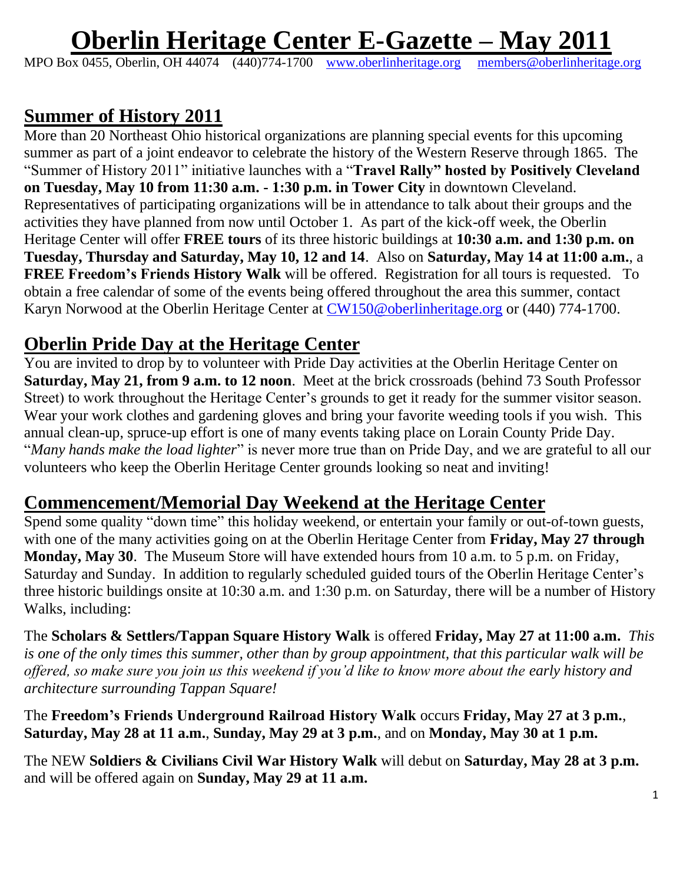# Oberlin Heritage Center E-Gazette – May 2011

MPO Box 0455, Oberlin, OH 44074 (440)774-1700 www.oberlinheritage.org members@oberlinheritage.org

## Summer of History 2011

More than 20 Northeast Ohio historical organizations are planning special events for this upcoming summer as part of a joint endeavor to celebrate the history of the Western Reserve through 1865. The "Summer of History 2011" initiative launches with a "**Travel Rally" hosted by Positively Cleveland on Tuesday, May 10 from 11:30 a.m. - 1:30 p.m. in Tower City** in downtown Cleveland. Representatives of participating organizations will be in attendance to talk about their groups and the activities they have planned from now until October 1. As part of the kick-off week, the Oberlin Heritage Center will offer **FREE tours** of its three historic buildings at **10:30 a.m. and 1:30 p.m. on Tuesday, Thursday and Saturday, May 10, 12 and 14**. Also on **Saturday, May 14 at 11:00 a.m.**, a **FREE Freedom's Friends History Walk** will be offered. Registration for all tours is requested. To obtain a free calendar of some of the events being offered throughout the area this summer, contact Karyn Norwood at the Oberlin Heritage Center at CW150@oberlinheritage.org or (440) 774-1700.

## Oberlin Pride Day at the Heritage Center

You are invited to drop by to volunteer with Pride Day activities at the Oberlin Heritage Center on **Saturday, May 21, from 9 a.m. to 12 noon**. Meet at the brick crossroads (behind 73 South Professor Street) to work throughout the Heritage Center's grounds to get it ready for the summer visitor season. Wear your work clothes and gardening gloves and bring your favorite weeding tools if you wish. This annual clean-up, spruce-up effort is one of many events taking place on Lorain County Pride Day. "*Many hands make the load lighter*" is never more true than on Pride Day, and we are grateful to all our volunteers who keep the Oberlin Heritage Center grounds looking so neat and inviting!

## Commencement/Memorial Day Weekend at the Heritage Center

Spend some quality "down time" this holiday weekend, or entertain your family or out-of-town guests, with one of the many activities going on at the Oberlin Heritage Center from **Friday, May 27 through Monday, May 30**. The Museum Store will have extended hours from 10 a.m. to 5 p.m. on Friday, Saturday and Sunday. In addition to regularly scheduled guided tours of the Oberlin Heritage Center's three historic buildings onsite at 10:30 a.m. and 1:30 p.m. on Saturday, there will be a number of History Walks, including:

The **Scholars & Settlers/Tappan Square History Walk** is offered **Friday, May 27 at 11:00 a.m.** *This is one of the only times this summer, other than by group appointment, that this particular walk will be offered, so make sure you join us this weekend if you'd like to know more about the early history and architecture surrounding Tappan Square!*

The **Freedom's Friends Underground Railroad History Walk** occurs **Friday, May 27 at 3 p.m.**, **Saturday, May 28 at 11 a.m.**, **Sunday, May 29 at 3 p.m.**, and on **Monday, May 30 at 1 p.m.**

The NEW **Soldiers & Civilians Civil War History Walk** will debut on **Saturday, May 28 at 3 p.m.** and will be offered again on **Sunday, May 29 at 11 a.m.**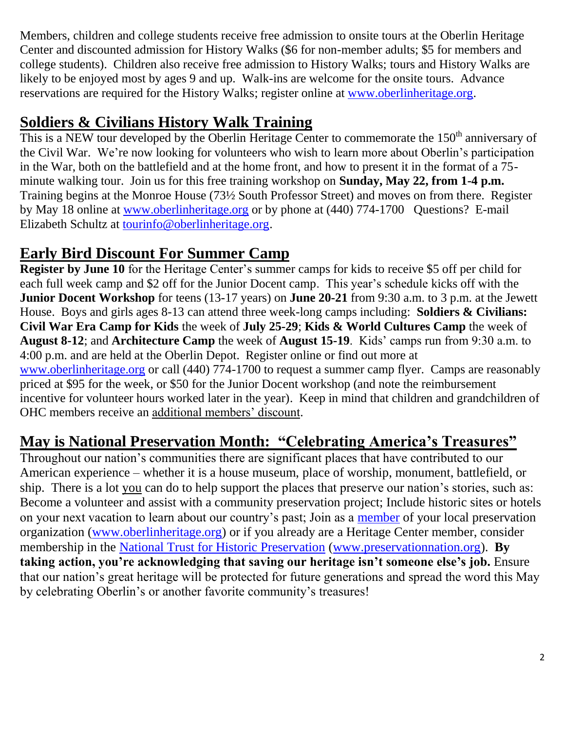Members, children and college students receive free admission to onsite tours at the Oberlin Heritage Center and discounted admission for History Walks ($6 for non-member adults; $5 for members and college students). Children also receive free admission to History Walks; tours and History Walks are likely to be enjoyed most by ages 9 and up. Walk-ins are welcome for the onsite tours. Advance reservations are required for the History Walks; register online at www.oberlinheritage.org.

## Soldiers & Civilians History Walk Training

This is a NEW tour developed by the Oberlin Heritage Center to commemorate the 150th anniversary of the Civil War. We're now looking for volunteers who wish to learn more about Oberlin's participation in the War, both on the battlefield and at the home front, and how to present it in the format of a 75-minute walking tour. Join us for this free training workshop on **Sunday, May 22, from 1-4 p.m.** Training begins at the Monroe House (73½ South Professor Street) and moves on from there. Register by May 18 online at www.oberlinheritage.org or by phone at (440) 774-1700 Questions? E-mail Elizabeth Schultz at tourinfo@oberlinheritage.org.

## Early Bird Discount For Summer Camp

**Register by June 10** for the Heritage Center's summer camps for kids to receive $5 off per child for each full week camp and $2 off for the Junior Docent camp. This year's schedule kicks off with the **Junior Docent Workshop** for teens (13-17 years) on **June 20-21** from 9:30 a.m. to 3 p.m. at the Jewett House. Boys and girls ages 8-13 can attend three week-long camps including: **Soldiers & Civilians: Civil War Era Camp for Kids** the week of **July 25-29**; **Kids & World Cultures Camp** the week of **August 8-12**; and **Architecture Camp** the week of **August 15-19**. Kids' camps run from 9:30 a.m. to 4:00 p.m. and are held at the Oberlin Depot. Register online or find out more at www.oberlinheritage.org or call (440) 774-1700 to request a summer camp flyer. Camps are reasonably priced at $95 for the week, or $50 for the Junior Docent workshop (and note the reimbursement incentive for volunteer hours worked later in the year). Keep in mind that children and grandchildren of OHC members receive an additional members' discount.

## May is National Preservation Month: "Celebrating America's Treasures"

Throughout our nation's communities there are significant places that have contributed to our American experience – whether it is a house museum, place of worship, monument, battlefield, or ship. There is a lot you can do to help support the places that preserve our nation's stories, such as: Become a volunteer and assist with a community preservation project; Include historic sites or hotels on your next vacation to learn about our country's past; Join as a member of your local preservation organization (www.oberlinheritage.org) or if you already are a Heritage Center member, consider membership in the National Trust for Historic Preservation (www.preservationnation.org). **By taking action, you're acknowledging that saving our heritage isn't someone else's job.** Ensure that our nation's great heritage will be protected for future generations and spread the word this May by celebrating Oberlin's or another favorite community's treasures!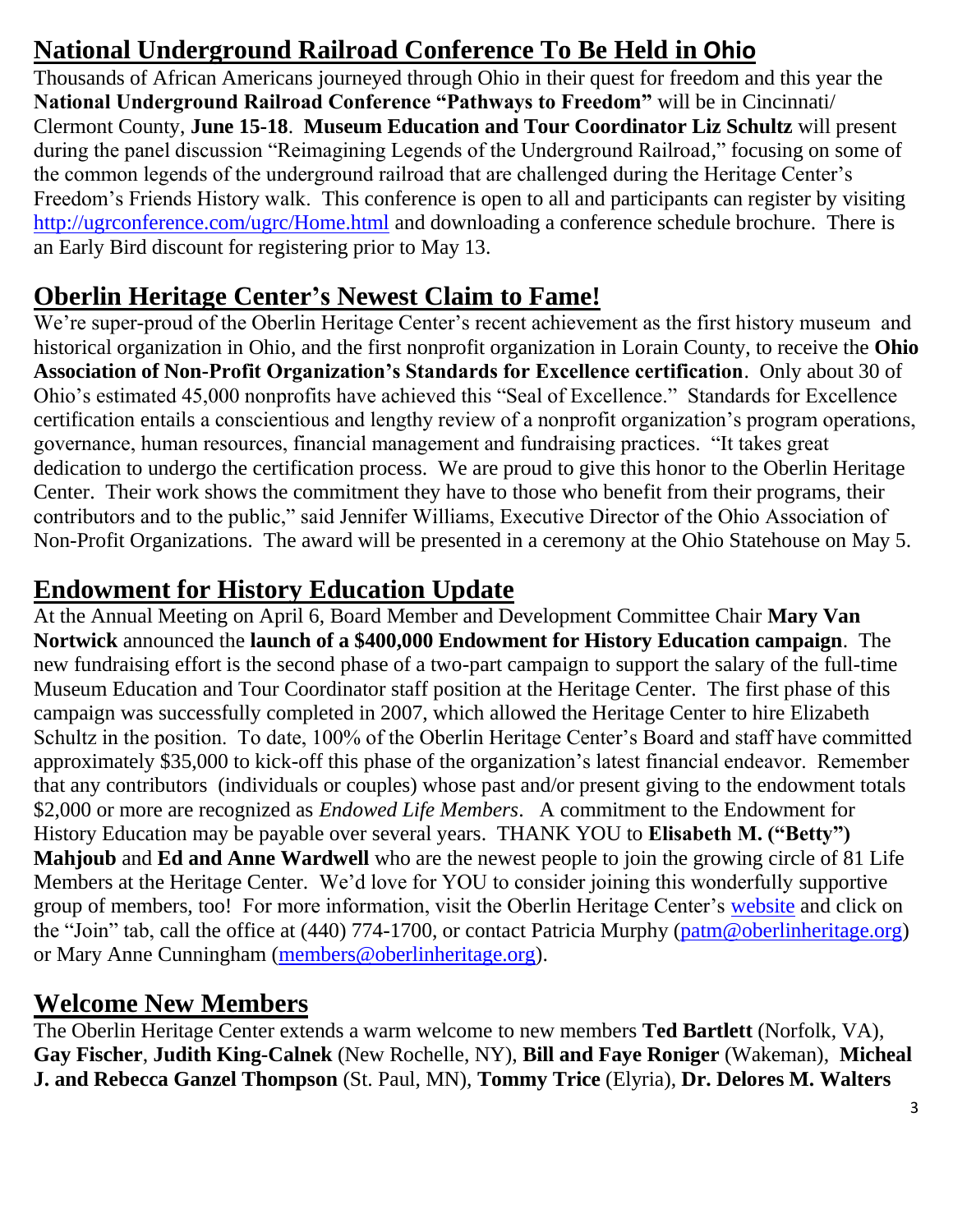## National Underground Railroad Conference To Be Held in Ohio

Thousands of African Americans journeyed through Ohio in their quest for freedom and this year the **National Underground Railroad Conference "Pathways to Freedom"** will be in Cincinnati/ Clermont County, **June 15-18**. **Museum Education and Tour Coordinator Liz Schultz** will present during the panel discussion "Reimagining Legends of the Underground Railroad," focusing on some of the common legends of the underground railroad that are challenged during the Heritage Center's Freedom's Friends History walk. This conference is open to all and participants can register by visiting http://ugrconference.com/ugrc/Home.html and downloading a conference schedule brochure. There is an Early Bird discount for registering prior to May 13.

## Oberlin Heritage Center's Newest Claim to Fame!

We're super-proud of the Oberlin Heritage Center's recent achievement as the first history museum and historical organization in Ohio, and the first nonprofit organization in Lorain County, to receive the **Ohio Association of Non-Profit Organization's Standards for Excellence certification**. Only about 30 of Ohio's estimated 45,000 nonprofits have achieved this "Seal of Excellence." Standards for Excellence certification entails a conscientious and lengthy review of a nonprofit organization's program operations, governance, human resources, financial management and fundraising practices. "It takes great dedication to undergo the certification process. We are proud to give this honor to the Oberlin Heritage Center. Their work shows the commitment they have to those who benefit from their programs, their contributors and to the public," said Jennifer Williams, Executive Director of the Ohio Association of Non-Profit Organizations. The award will be presented in a ceremony at the Ohio Statehouse on May 5.

## Endowment for History Education Update

At the Annual Meeting on April 6, Board Member and Development Committee Chair **Mary Van Nortwick** announced the **launch of a $400,000 Endowment for History Education campaign**. The new fundraising effort is the second phase of a two-part campaign to support the salary of the full-time Museum Education and Tour Coordinator staff position at the Heritage Center. The first phase of this campaign was successfully completed in 2007, which allowed the Heritage Center to hire Elizabeth Schultz in the position. To date, 100% of the Oberlin Heritage Center's Board and staff have committed approximately $35,000 to kick-off this phase of the organization's latest financial endeavor. Remember that any contributors (individuals or couples) whose past and/or present giving to the endowment totals $2,000 or more are recognized as *Endowed Life Members*. A commitment to the Endowment for History Education may be payable over several years. THANK YOU to **Elisabeth M. ("Betty") Mahjoub** and **Ed and Anne Wardwell** who are the newest people to join the growing circle of 81 Life Members at the Heritage Center. We'd love for YOU to consider joining this wonderfully supportive group of members, too! For more information, visit the Oberlin Heritage Center's website and click on the "Join" tab, call the office at (440) 774-1700, or contact Patricia Murphy (patm@oberlinheritage.org) or Mary Anne Cunningham (members@oberlinheritage.org).

## Welcome New Members

The Oberlin Heritage Center extends a warm welcome to new members **Ted Bartlett** (Norfolk, VA), **Gay Fischer**, **Judith King-Calnek** (New Rochelle, NY), **Bill and Faye Roniger** (Wakeman), **Micheal J. and Rebecca Ganzel Thompson** (St. Paul, MN), **Tommy Trice** (Elyria), **Dr. Delores M. Walters**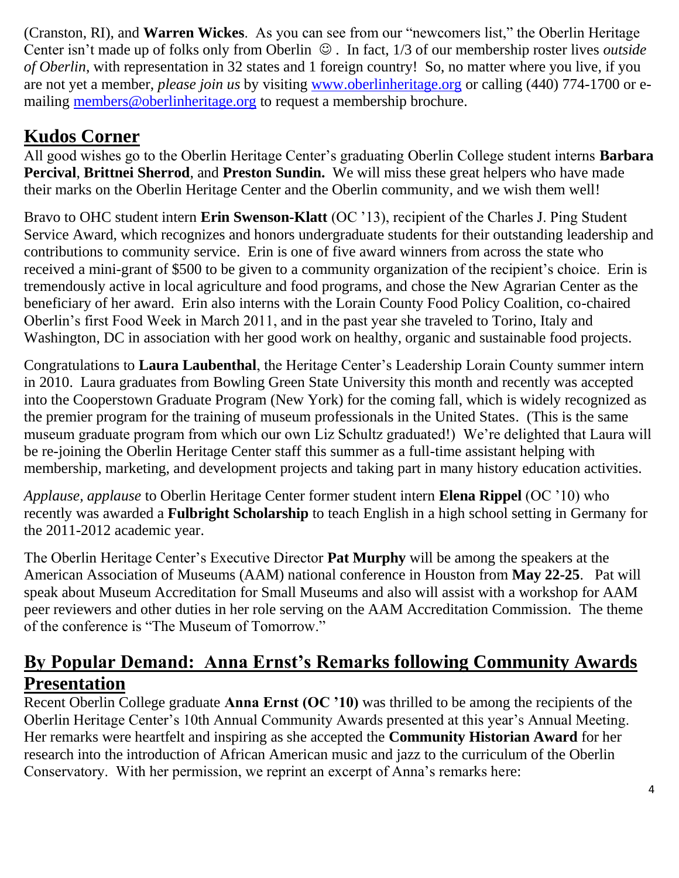(Cranston, RI), and **Warren Wickes**. As you can see from our "newcomers list," the Oberlin Heritage Center isn't made up of folks only from Oberlin ☺ . In fact, 1/3 of our membership roster lives *outside of Oberlin*, with representation in 32 states and 1 foreign country! So, no matter where you live, if you are not yet a member, *please join us* by visiting www.oberlinheritage.org or calling (440) 774-1700 or e-mailing members@oberlinheritage.org to request a membership brochure.

## Kudos Corner

All good wishes go to the Oberlin Heritage Center's graduating Oberlin College student interns **Barbara Percival**, **Brittnei Sherrod**, and **Preston Sundin.** We will miss these great helpers who have made their marks on the Oberlin Heritage Center and the Oberlin community, and we wish them well!

Bravo to OHC student intern **Erin Swenson-Klatt** (OC '13), recipient of the Charles J. Ping Student Service Award, which recognizes and honors undergraduate students for their outstanding leadership and contributions to community service. Erin is one of five award winners from across the state who received a mini-grant of $500 to be given to a community organization of the recipient's choice. Erin is tremendously active in local agriculture and food programs, and chose the New Agrarian Center as the beneficiary of her award. Erin also interns with the Lorain County Food Policy Coalition, co-chaired Oberlin's first Food Week in March 2011, and in the past year she traveled to Torino, Italy and Washington, DC in association with her good work on healthy, organic and sustainable food projects.

Congratulations to **Laura Laubenthal**, the Heritage Center's Leadership Lorain County summer intern in 2010. Laura graduates from Bowling Green State University this month and recently was accepted into the Cooperstown Graduate Program (New York) for the coming fall, which is widely recognized as the premier program for the training of museum professionals in the United States. (This is the same museum graduate program from which our own Liz Schultz graduated!) We're delighted that Laura will be re-joining the Oberlin Heritage Center staff this summer as a full-time assistant helping with membership, marketing, and development projects and taking part in many history education activities.

*Applause, applause* to Oberlin Heritage Center former student intern **Elena Rippel** (OC '10) who recently was awarded a **Fulbright Scholarship** to teach English in a high school setting in Germany for the 2011-2012 academic year.

The Oberlin Heritage Center's Executive Director **Pat Murphy** will be among the speakers at the American Association of Museums (AAM) national conference in Houston from **May 22-25**. Pat will speak about Museum Accreditation for Small Museums and also will assist with a workshop for AAM peer reviewers and other duties in her role serving on the AAM Accreditation Commission. The theme of the conference is "The Museum of Tomorrow."

## By Popular Demand: Anna Ernst's Remarks following Community Awards Presentation

Recent Oberlin College graduate **Anna Ernst (OC '10)** was thrilled to be among the recipients of the Oberlin Heritage Center's 10th Annual Community Awards presented at this year's Annual Meeting. Her remarks were heartfelt and inspiring as she accepted the **Community Historian Award** for her research into the introduction of African American music and jazz to the curriculum of the Oberlin Conservatory. With her permission, we reprint an excerpt of Anna's remarks here: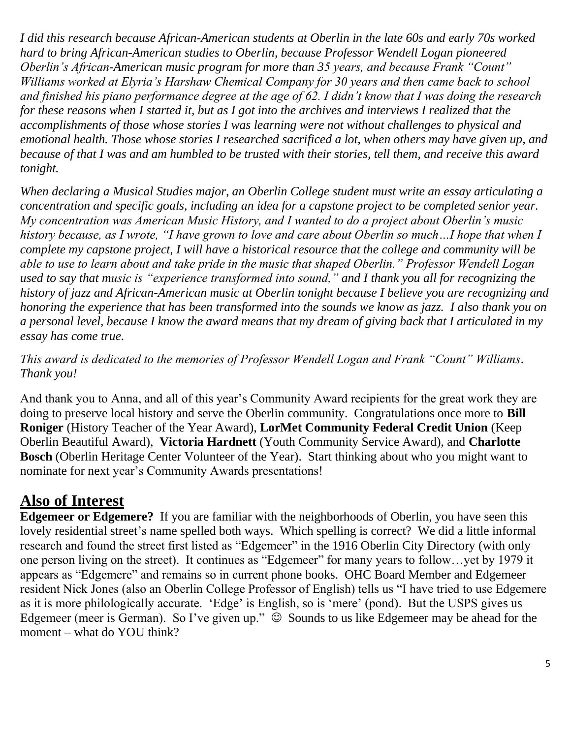*I did this research because African-American students at Oberlin in the late 60s and early 70s worked hard to bring African-American studies to Oberlin, because Professor Wendell Logan pioneered Oberlin's African-American music program for more than 35 years, and because Frank "Count" Williams worked at Elyria's Harshaw Chemical Company for 30 years and then came back to school and finished his piano performance degree at the age of 62. I didn't know that I was doing the research for these reasons when I started it, but as I got into the archives and interviews I realized that the accomplishments of those whose stories I was learning were not without challenges to physical and emotional health. Those whose stories I researched sacrificed a lot, when others may have given up, and because of that I was and am humbled to be trusted with their stories, tell them, and receive this award tonight.*

*When declaring a Musical Studies major, an Oberlin College student must write an essay articulating a concentration and specific goals, including an idea for a capstone project to be completed senior year. My concentration was American Music History, and I wanted to do a project about Oberlin's music history because, as I wrote, "I have grown to love and care about Oberlin so much…I hope that when I complete my capstone project, I will have a historical resource that the college and community will be able to use to learn about and take pride in the music that shaped Oberlin." Professor Wendell Logan used to say that music is "experience transformed into sound," and I thank you all for recognizing the history of jazz and African-American music at Oberlin tonight because I believe you are recognizing and honoring the experience that has been transformed into the sounds we know as jazz. I also thank you on a personal level, because I know the award means that my dream of giving back that I articulated in my essay has come true.*

*This award is dedicated to the memories of Professor Wendell Logan and Frank "Count" Williams. Thank you!*

And thank you to Anna, and all of this year's Community Award recipients for the great work they are doing to preserve local history and serve the Oberlin community. Congratulations once more to **Bill Roniger** (History Teacher of the Year Award), **LorMet Community Federal Credit Union** (Keep Oberlin Beautiful Award), **Victoria Hardnett** (Youth Community Service Award), and **Charlotte Bosch** (Oberlin Heritage Center Volunteer of the Year). Start thinking about who you might want to nominate for next year's Community Awards presentations!

## Also of Interest

**Edgemeer or Edgemere?** If you are familiar with the neighborhoods of Oberlin, you have seen this lovely residential street's name spelled both ways. Which spelling is correct? We did a little informal research and found the street first listed as "Edgemeer" in the 1916 Oberlin City Directory (with only one person living on the street). It continues as "Edgemeer" for many years to follow…yet by 1979 it appears as "Edgemere" and remains so in current phone books. OHC Board Member and Edgemeer resident Nick Jones (also an Oberlin College Professor of English) tells us "I have tried to use Edgemere as it is more philologically accurate. 'Edge' is English, so is 'mere' (pond). But the USPS gives us Edgemeer (meer is German). So I've given up." ☺ Sounds to us like Edgemeer may be ahead for the moment – what do YOU think?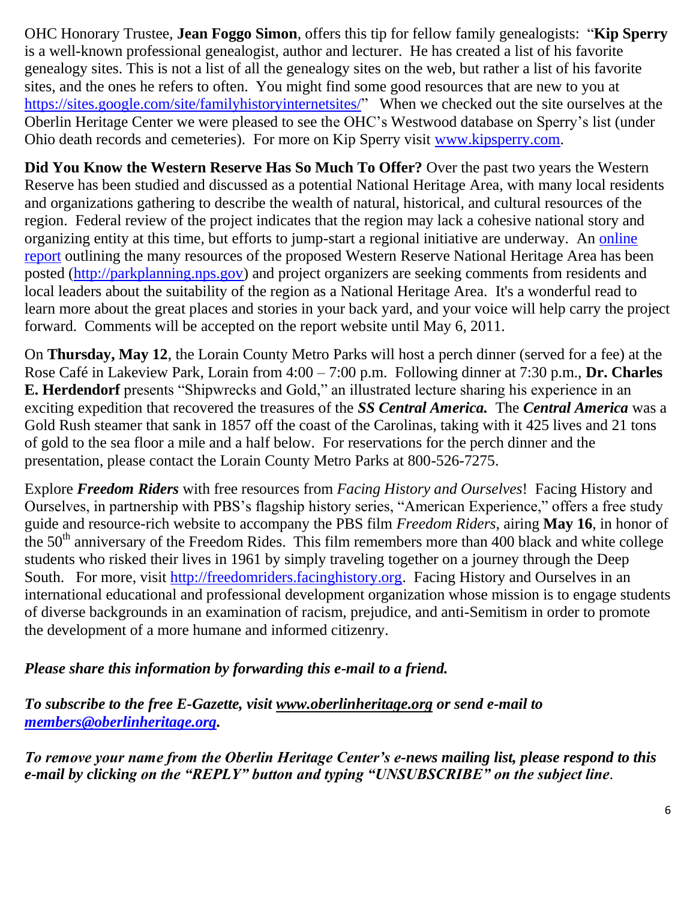OHC Honorary Trustee, **Jean Foggo Simon**, offers this tip for fellow family genealogists: "**Kip Sperry** is a well-known professional genealogist, author and lecturer. He has created a list of his favorite genealogy sites. This is not a list of all the genealogy sites on the web, but rather a list of his favorite sites, and the ones he refers to often. You might find some good resources that are new to you at https://sites.google.com/site/familyhistoryinternetsites/" When we checked out the site ourselves at the Oberlin Heritage Center we were pleased to see the OHC's Westwood database on Sperry's list (under Ohio death records and cemeteries). For more on Kip Sperry visit www.kipsperry.com.

**Did You Know the Western Reserve Has So Much To Offer?** Over the past two years the Western Reserve has been studied and discussed as a potential National Heritage Area, with many local residents and organizations gathering to describe the wealth of natural, historical, and cultural resources of the region. Federal review of the project indicates that the region may lack a cohesive national story and organizing entity at this time, but efforts to jump-start a regional initiative are underway. An online report outlining the many resources of the proposed Western Reserve National Heritage Area has been posted (http://parkplanning.nps.gov) and project organizers are seeking comments from residents and local leaders about the suitability of the region as a National Heritage Area. It's a wonderful read to learn more about the great places and stories in your back yard, and your voice will help carry the project forward. Comments will be accepted on the report website until May 6, 2011.

On **Thursday, May 12**, the Lorain County Metro Parks will host a perch dinner (served for a fee) at the Rose Café in Lakeview Park, Lorain from 4:00 – 7:00 p.m. Following dinner at 7:30 p.m., **Dr. Charles E. Herdendorf** presents "Shipwrecks and Gold," an illustrated lecture sharing his experience in an exciting expedition that recovered the treasures of the ***SS Central America.*** The ***Central America*** was a Gold Rush steamer that sank in 1857 off the coast of the Carolinas, taking with it 425 lives and 21 tons of gold to the sea floor a mile and a half below. For reservations for the perch dinner and the presentation, please contact the Lorain County Metro Parks at 800-526-7275.

Explore ***Freedom Riders*** with free resources from *Facing History and Ourselves*! Facing History and Ourselves, in partnership with PBS's flagship history series, "American Experience," offers a free study guide and resource-rich website to accompany the PBS film *Freedom Riders*, airing **May 16**, in honor of the 50th anniversary of the Freedom Rides. This film remembers more than 400 black and white college students who risked their lives in 1961 by simply traveling together on a journey through the Deep South. For more, visit http://freedomriders.facinghistory.org. Facing History and Ourselves in an international educational and professional development organization whose mission is to engage students of diverse backgrounds in an examination of racism, prejudice, and anti-Semitism in order to promote the development of a more humane and informed citizenry.

***Please share this information by forwarding this e-mail to a friend.***

***To subscribe to the free E-Gazette, visit www.oberlinheritage.org or send e-mail to members@oberlinheritage.org.***

***To remove your name from the Oberlin Heritage Center's e-news mailing list, please respond to this e-mail by clicking on the "REPLY" button and typing "UNSUBSCRIBE" on the subject line.***